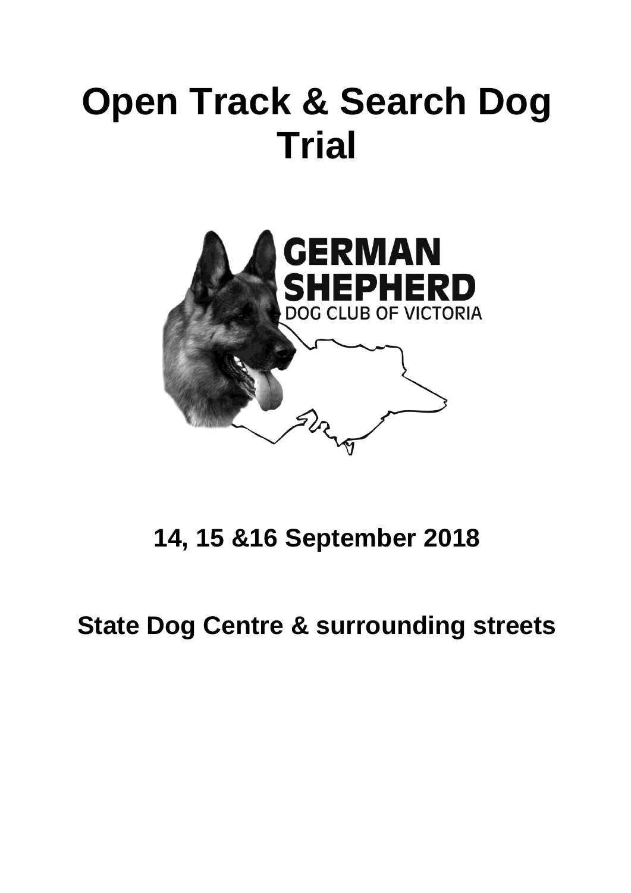# Open Track & Search Dog Trial

GERMAN SHEPHERD DOG CLUB OF VICTORIA

## 14, 15 &16 September 2018

## State Dog Centre & surrounding streets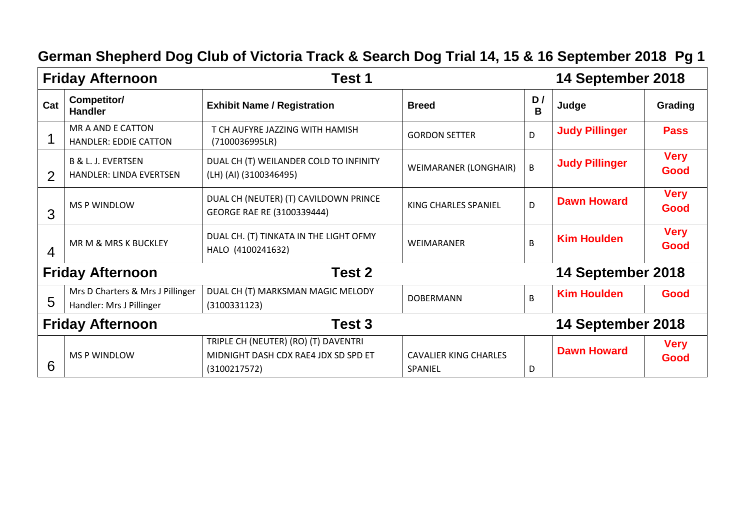# German Shepherd Dog Club of Victoria Track & Search Dog Trial 14, 15 & 16 September 2018 Pg 1

| Cat | Competitor/ Handler | Exhibit Name / Registration | Breed | D / B | Judge | Grading |
|---|---|---|---|---|---|---|
| **Friday Afternoon** | | **Test 1** | | | **14 September 2018** | |
| 1 | MR A AND E CATTON HANDLER: EDDIE CATTON | T CH AUFYRE JAZZING WITH HAMISH (7100036995LR) | GORDON SETTER | D | **Judy Pillinger** | **Pass** |
| 2 | B & L. J. EVERTSEN HANDLER: LINDA EVERTSEN | DUAL CH (T) WEILANDER COLD TO INFINITY (LH) (AI) (3100346495) | WEIMARANER (LONGHAIR) | B | **Judy Pillinger** | **Very Good** |
| 3 | MS P WINDLOW | DUAL CH (NEUTER) (T) CAVILDOWN PRINCE GEORGE RAE RE (3100339444) | KING CHARLES SPANIEL | D | **Dawn Howard** | **Very Good** |
| 4 | MR M & MRS K BUCKLEY | DUAL CH. (T) TINKATA IN THE LIGHT OFMY HALO (4100241632) | WEIMARANER | B | **Kim Houlden** | **Very Good** |
| **Friday Afternoon** | | **Test 2** | | | **14 September 2018** | |
| 5 | Mrs D Charters & Mrs J Pillinger Handler: Mrs J Pillinger | DUAL CH (T) MARKSMAN MAGIC MELODY (3100331123) | DOBERMANN | B | **Kim Houlden** | **Good** |
| **Friday Afternoon** | | **Test 3** | | | **14 September 2018** | |
| 6 | MS P WINDLOW | TRIPLE CH (NEUTER) (RO) (T) DAVENTRI MIDNIGHT DASH CDX RAE4 JDX SD SPD ET (3100217572) | CAVALIER KING CHARLES SPANIEL | D | **Dawn Howard** | **Very Good** |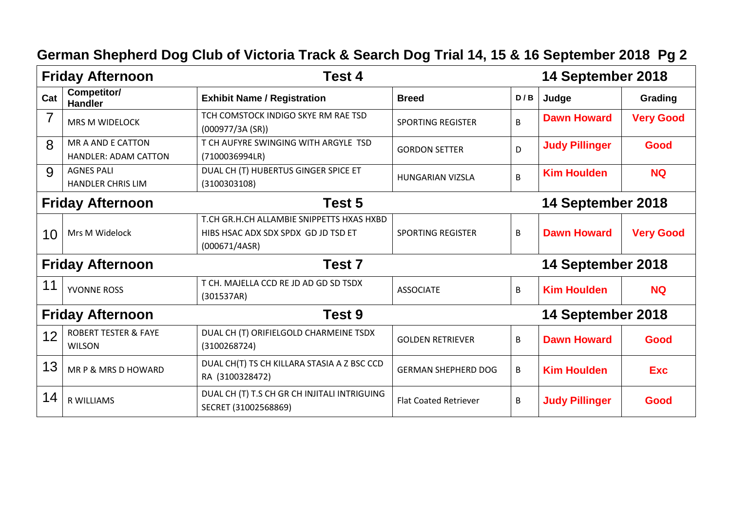## German Shepherd Dog Club of Victoria Track & Search Dog Trial 14, 15 & 16 September 2018 Pg 2

| Friday Afternoon | | Test 4 | | | 14 September 2018 | |
|---|---|---|---|---|---|---|
| **Cat** | **Competitor/ Handler** | **Exhibit Name / Registration** | **Breed** | **D / B** | **Judge** | **Grading** |
| 7 | MRS M WIDELOCK | TCH COMSTOCK INDIGO SKYE RM RAE TSD (000977/3A (SR)) | SPORTING REGISTER | B | **Dawn Howard** | **Very Good** |
| 8 | MR A AND E CATTON HANDLER: ADAM CATTON | T CH AUFYRE SWINGING WITH ARGYLE TSD (7100036994LR) | GORDON SETTER | D | **Judy Pillinger** | **Good** |
| 9 | AGNES PALI HANDLER CHRIS LIM | DUAL CH (T) HUBERTUS GINGER SPICE ET (3100303108) | HUNGARIAN VIZSLA | B | **Kim Houlden** | **NQ** |
| **Friday Afternoon** | | **Test 5** | | | **14 September 2018** | |
| 10 | Mrs M Widelock | T.CH GR.H.CH ALLAMBIE SNIPPETTS HXAS HXBD HIBS HSAC ADX SDX SPDX GD JD TSD ET (000671/4ASR) | SPORTING REGISTER | B | **Dawn Howard** | **Very Good** |
| **Friday Afternoon** | | **Test 7** | | | **14 September 2018** | |
| 11 | YVONNE ROSS | T CH. MAJELLA CCD RE JD AD GD SD TSDX (301537AR) | ASSOCIATE | B | **Kim Houlden** | **NQ** |
| **Friday Afternoon** | | **Test 9** | | | **14 September 2018** | |
| 12 | ROBERT TESTER & FAYE WILSON | DUAL CH (T) ORIFIELGOLD CHARMEINE TSDX (3100268724) | GOLDEN RETRIEVER | B | **Dawn Howard** | **Good** |
| 13 | MR P & MRS D HOWARD | DUAL CH(T) TS CH KILLARA STASIA A Z BSC CCD RA (3100328472) | GERMAN SHEPHERD DOG | B | **Kim Houlden** | **Exc** |
| 14 | R WILLIAMS | DUAL CH (T) T.S CH GR CH INJITALI INTRIGUING SECRET (31002568869) | Flat Coated Retriever | B | **Judy Pillinger** | **Good** |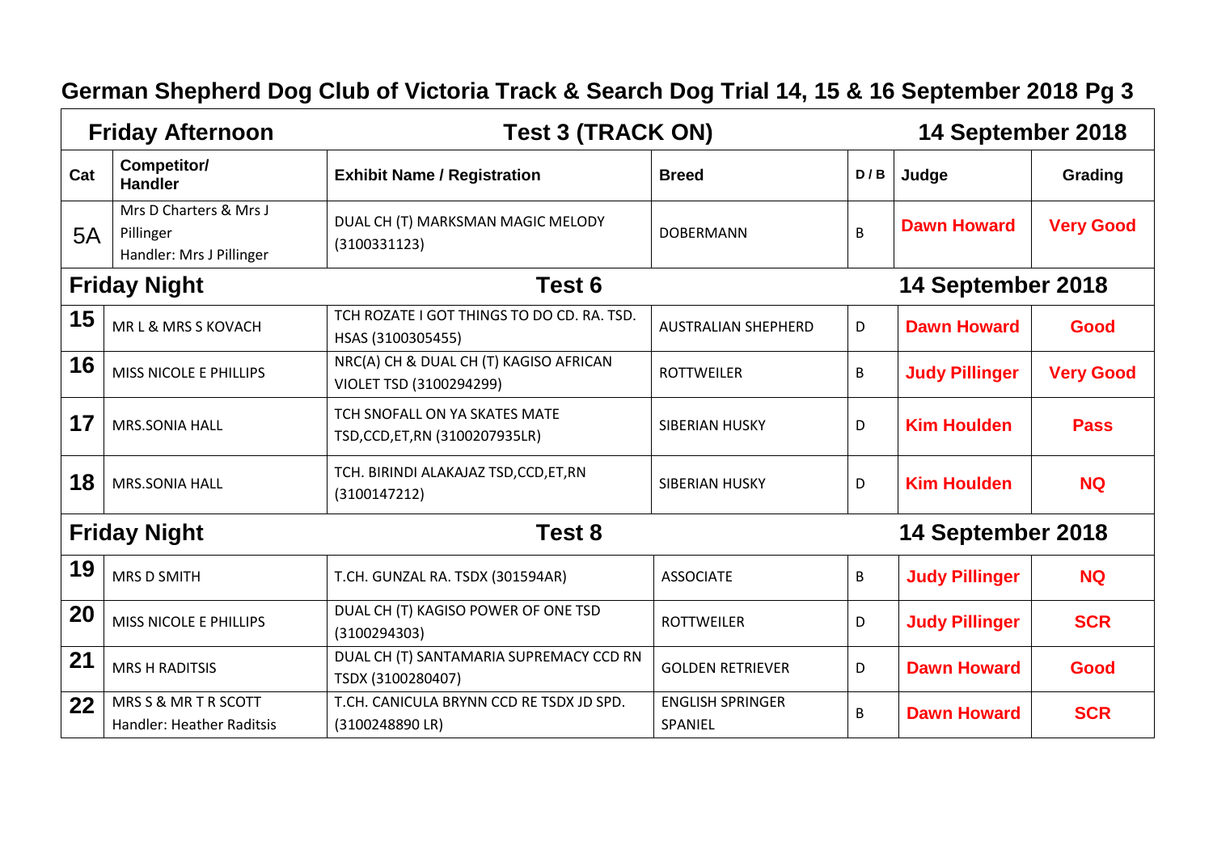# German Shepherd Dog Club of Victoria Track & Search Dog Trial 14, 15 & 16 September 2018 Pg 3

| Friday Afternoon | | Test 3 (TRACK ON) | | | 14 September 2018 | |
|---|---|---|---|---|---|---|
| **Cat** | **Competitor/ Handler** | **Exhibit Name / Registration** | **Breed** | **D / B** | **Judge** | **Grading** |
| 5A | Mrs D Charters & Mrs J Pillinger Handler: Mrs J Pillinger | DUAL CH (T) MARKSMAN MAGIC MELODY (3100331123) | DOBERMANN | B | **Dawn Howard** | **Very Good** |
| **Friday Night** | | **Test 6** | | | **14 September 2018** | |
| 15 | MR L & MRS S KOVACH | TCH ROZATE I GOT THINGS TO DO CD. RA. TSD. HSAS (3100305455) | AUSTRALIAN SHEPHERD | D | **Dawn Howard** | **Good** |
| 16 | MISS NICOLE E PHILLIPS | NRC(A) CH & DUAL CH (T) KAGISO AFRICAN VIOLET TSD (3100294299) | ROTTWEILER | B | **Judy Pillinger** | **Very Good** |
| 17 | MRS.SONIA HALL | TCH SNOFALL ON YA SKATES MATE TSD,CCD,ET,RN (3100207935LR) | SIBERIAN HUSKY | D | **Kim Houlden** | **Pass** |
| 18 | MRS.SONIA HALL | TCH. BIRINDI ALAKAJAZ TSD,CCD,ET,RN (3100147212) | SIBERIAN HUSKY | D | **Kim Houlden** | **NQ** |
| **Friday Night** | | **Test 8** | | | **14 September 2018** | |
| 19 | MRS D SMITH | T.CH. GUNZAL RA. TSDX (301594AR) | ASSOCIATE | B | **Judy Pillinger** | **NQ** |
| 20 | MISS NICOLE E PHILLIPS | DUAL CH (T) KAGISO POWER OF ONE TSD (3100294303) | ROTTWEILER | D | **Judy Pillinger** | **SCR** |
| 21 | MRS H RADITSIS | DUAL CH (T) SANTAMARIA SUPREMACY CCD RN TSDX (3100280407) | GOLDEN RETRIEVER | D | **Dawn Howard** | **Good** |
| 22 | MRS S & MR T R SCOTT Handler: Heather Raditsis | T.CH. CANICULA BRYNN CCD RE TSDX JD SPD. (3100248890 LR) | ENGLISH SPRINGER SPANIEL | B | **Dawn Howard** | **SCR** |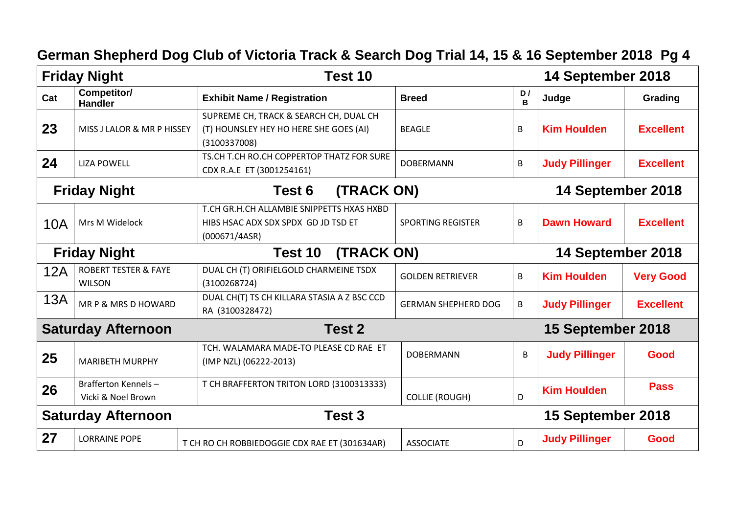## German Shepherd Dog Club of Victoria Track & Search Dog Trial 14, 15 & 16 September 2018 Pg 4

| **Friday Night** | | **Test 10** | | | **14 September 2018** | |
|---|---|---|---|---|---|---|
| **Cat** | **Competitor/ Handler** | **Exhibit Name / Registration** | **Breed** | **D / B** | **Judge** | **Grading** |
| **23** | MISS J LALOR & MR P HISSEY | SUPREME CH, TRACK & SEARCH CH, DUAL CH (T) HOUNSLEY HEY HO HERE SHE GOES (AI) (3100337008) | BEAGLE | B | **Kim Houlden** | **Excellent** |
| **24** | LIZA POWELL | TS.CH T.CH RO.CH COPPERTOP THATZ FOR SURE CDX R.A.E ET (3001254161) | DOBERMANN | B | **Judy Pillinger** | **Excellent** |
| **Friday Night** | | **Test 6 (TRACK ON)** | | | **14 September 2018** | |
| 10A | Mrs M Widelock | T.CH GR.H.CH ALLAMBIE SNIPPETTS HXAS HXBD HIBS HSAC ADX SDX SPDX GD JD TSD ET (000671/4ASR) | SPORTING REGISTER | B | **Dawn Howard** | **Excellent** |
| **Friday Night** | | **Test 10 (TRACK ON)** | | | **14 September 2018** | |
| 12A | ROBERT TESTER & FAYE WILSON | DUAL CH (T) ORIFIELGOLD CHARMEINE TSDX (3100268724) | GOLDEN RETRIEVER | B | **Kim Houlden** | **Very Good** |
| 13A | MR P & MRS D HOWARD | DUAL CH(T) TS CH KILLARA STASIA A Z BSC CCD RA (3100328472) | GERMAN SHEPHERD DOG | B | **Judy Pillinger** | **Excellent** |
| **Saturday Afternoon** | | **Test 2** | | | **15 September 2018** | |
| **25** | MARIBETH MURPHY | TCH. WALAMARA MADE-TO PLEASE CD RAE ET (IMP NZL) (06222-2013) | DOBERMANN | B | **Judy Pillinger** | **Good** |
| **26** | Brafferton Kennels – Vicki & Noel Brown | T CH BRAFFERTON TRITON LORD (3100313333) | COLLIE (ROUGH) | D | **Kim Houlden** | **Pass** |
| **Saturday Afternoon** | | **Test 3** | | | **15 September 2018** | |
| **27** | LORRAINE POPE | T CH RO CH ROBBIEDOGGIE CDX RAE ET (301634AR) | ASSOCIATE | D | **Judy Pillinger** | **Good** |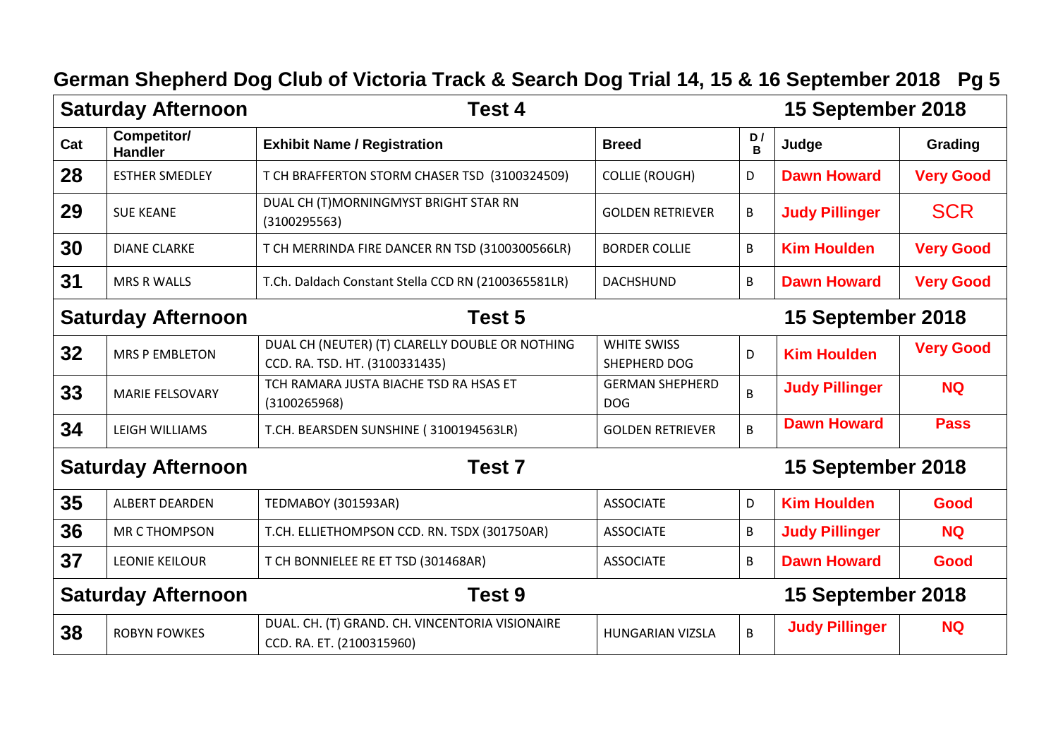## German Shepherd Dog Club of Victoria Track & Search Dog Trial 14, 15 & 16 September 2018 Pg 5

| Saturday Afternoon | | Test 4 | | | 15 September 2018 | |
|---|---|---|---|---|---|---|
| **Cat** | **Competitor/ Handler** | **Exhibit Name / Registration** | **Breed** | **D / B** | **Judge** | **Grading** |
| 28 | ESTHER SMEDLEY | T CH BRAFFERTON STORM CHASER TSD (3100324509) | COLLIE (ROUGH) | D | Dawn Howard | Very Good |
| 29 | SUE KEANE | DUAL CH (T)MORNINGMYST BRIGHT STAR RN (3100295563) | GOLDEN RETRIEVER | B | Judy Pillinger | SCR |
| 30 | DIANE CLARKE | T CH MERRINDA FIRE DANCER RN TSD (3100300566LR) | BORDER COLLIE | B | Kim Houlden | Very Good |
| 31 | MRS R WALLS | T.Ch. Daldach Constant Stella CCD RN (2100365581LR) | DACHSHUND | B | Dawn Howard | Very Good |
| **Saturday Afternoon** | | **Test 5** | | | **15 September 2018** | |
| 32 | MRS P EMBLETON | DUAL CH (NEUTER) (T) CLARELLY DOUBLE OR NOTHING CCD. RA. TSD. HT. (3100331435) | WHITE SWISS SHEPHERD DOG | D | Kim Houlden | Very Good |
| 33 | MARIE FELSOVARY | TCH RAMARA JUSTA BIACHE TSD RA HSAS ET (3100265968) | GERMAN SHEPHERD DOG | B | Judy Pillinger | NQ |
| 34 | LEIGH WILLIAMS | T.CH. BEARSDEN SUNSHINE ( 3100194563LR) | GOLDEN RETRIEVER | B | Dawn Howard | Pass |
| **Saturday Afternoon** | | **Test 7** | | | **15 September 2018** | |
| 35 | ALBERT DEARDEN | TEDMABOY (301593AR) | ASSOCIATE | D | Kim Houlden | Good |
| 36 | MR C THOMPSON | T.CH. ELLIETHOMPSON CCD. RN. TSDX (301750AR) | ASSOCIATE | B | Judy Pillinger | NQ |
| 37 | LEONIE KEILOUR | T CH BONNIELEE RE ET TSD (301468AR) | ASSOCIATE | B | Dawn Howard | Good |
| **Saturday Afternoon** | | **Test 9** | | | **15 September 2018** | |
| 38 | ROBYN FOWKES | DUAL. CH. (T) GRAND. CH. VINCENTORIA VISIONAIRE CCD. RA. ET. (2100315960) | HUNGARIAN VIZSLA | B | Judy Pillinger | NQ |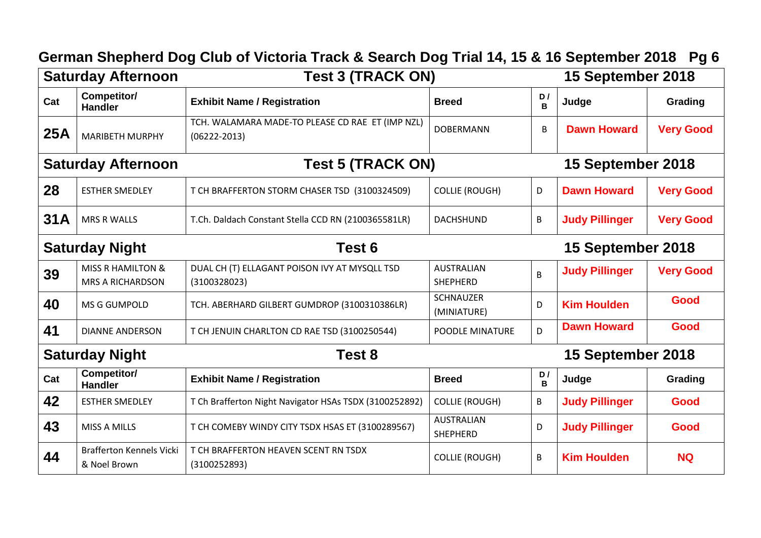# German Shepherd Dog Club of Victoria Track & Search Dog Trial 14, 15 & 16 September 2018 Pg 6

| Saturday Afternoon | | Test 3 (TRACK ON) | | | 15 September 2018 | |
|---|---|---|---|---|---|---|
| **Cat** | **Competitor/ Handler** | **Exhibit Name / Registration** | **Breed** | **D / B** | **Judge** | **Grading** |
| **25A** | MARIBETH MURPHY | TCH. WALAMARA MADE-TO PLEASE CD RAE ET (IMP NZL) (06222-2013) | DOBERMANN | B | **Dawn Howard** | **Very Good** |
| **Saturday Afternoon** | | **Test 5 (TRACK ON)** | | | **15 September 2018** | |
| **28** | ESTHER SMEDLEY | T CH BRAFFERTON STORM CHASER TSD (3100324509) | COLLIE (ROUGH) | D | **Dawn Howard** | **Very Good** |
| **31A** | MRS R WALLS | T.Ch. Daldach Constant Stella CCD RN (2100365581LR) | DACHSHUND | B | **Judy Pillinger** | **Very Good** |
| **Saturday Night** | | **Test 6** | | | **15 September 2018** | |
| **39** | MISS R HAMILTON & MRS A RICHARDSON | DUAL CH (T) ELLAGANT POISON IVY AT MYSQLL TSD (3100328023) | AUSTRALIAN SHEPHERD | B | **Judy Pillinger** | **Very Good** |
| **40** | MS G GUMPOLD | TCH. ABERHARD GILBERT GUMDROP (3100310386LR) | SCHNAUZER (MINIATURE) | D | **Kim Houlden** | **Good** |
| **41** | DIANNE ANDERSON | T CH JENUIN CHARLTON CD RAE TSD (3100250544) | POODLE MINATURE | D | **Dawn Howard** | **Good** |
| **Saturday Night** | | **Test 8** | | | **15 September 2018** | |
| **Cat** | **Competitor/ Handler** | **Exhibit Name / Registration** | **Breed** | **D / B** | **Judge** | **Grading** |
| **42** | ESTHER SMEDLEY | T Ch Brafferton Night Navigator HSAs TSDX (3100252892) | COLLIE (ROUGH) | B | **Judy Pillinger** | **Good** |
| **43** | MISS A MILLS | T CH COMEBY WINDY CITY TSDX HSAS ET (3100289567) | AUSTRALIAN SHEPHERD | D | **Judy Pillinger** | **Good** |
| **44** | Brafferton Kennels Vicki & Noel Brown | T CH BRAFFERTON HEAVEN SCENT RN TSDX (3100252893) | COLLIE (ROUGH) | B | **Kim Houlden** | **NQ** |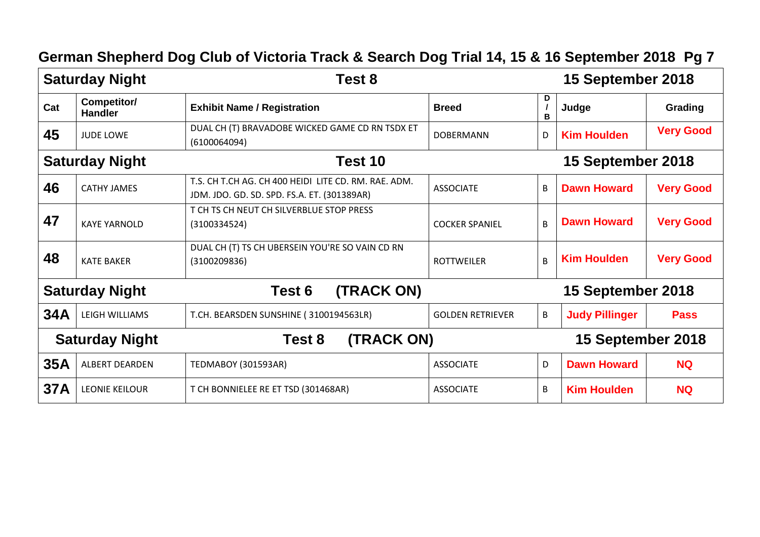## German Shepherd Dog Club of Victoria Track & Search Dog Trial 14, 15 & 16 September 2018 Pg 7

| Saturday Night | | Test 8 | | | 15 September 2018 | |
|---|---|---|---|---|---|---|
| **Cat** | **Competitor/ Handler** | **Exhibit Name / Registration** | **Breed** | **D / B** | **Judge** | **Grading** |
| **45** | JUDE LOWE | DUAL CH (T) BRAVADOBE WICKED GAME CD RN TSDX ET (6100064094) | DOBERMANN | D | **Kim Houlden** | **Very Good** |
| **Saturday Night** | | **Test 10** | | | **15 September 2018** | |
| **46** | CATHY JAMES | T.S. CH T.CH AG. CH 400 HEIDI LITE CD. RM. RAE. ADM. JDM. JDO. GD. SD. SPD. FS.A. ET. (301389AR) | ASSOCIATE | B | **Dawn Howard** | **Very Good** |
| **47** | KAYE YARNOLD | T CH TS CH NEUT CH SILVERBLUE STOP PRESS (3100334524) | COCKER SPANIEL | B | **Dawn Howard** | **Very Good** |
| **48** | KATE BAKER | DUAL CH (T) TS CH UBERSEIN YOU'RE SO VAIN CD RN (3100209836) | ROTTWEILER | B | **Kim Houlden** | **Very Good** |
| **Saturday Night** | | **Test 6 (TRACK ON)** | | | **15 September 2018** | |
| **34A** | LEIGH WILLIAMS | T.CH. BEARSDEN SUNSHINE ( 3100194563LR) | GOLDEN RETRIEVER | B | **Judy Pillinger** | **Pass** |
| **Saturday Night** | | **Test 8 (TRACK ON)** | | | **15 September 2018** | |
| **35A** | ALBERT DEARDEN | TEDMABOY (301593AR) | ASSOCIATE | D | **Dawn Howard** | **NQ** |
| **37A** | LEONIE KEILOUR | T CH BONNIELEE RE ET TSD (301468AR) | ASSOCIATE | B | **Kim Houlden** | **NQ** |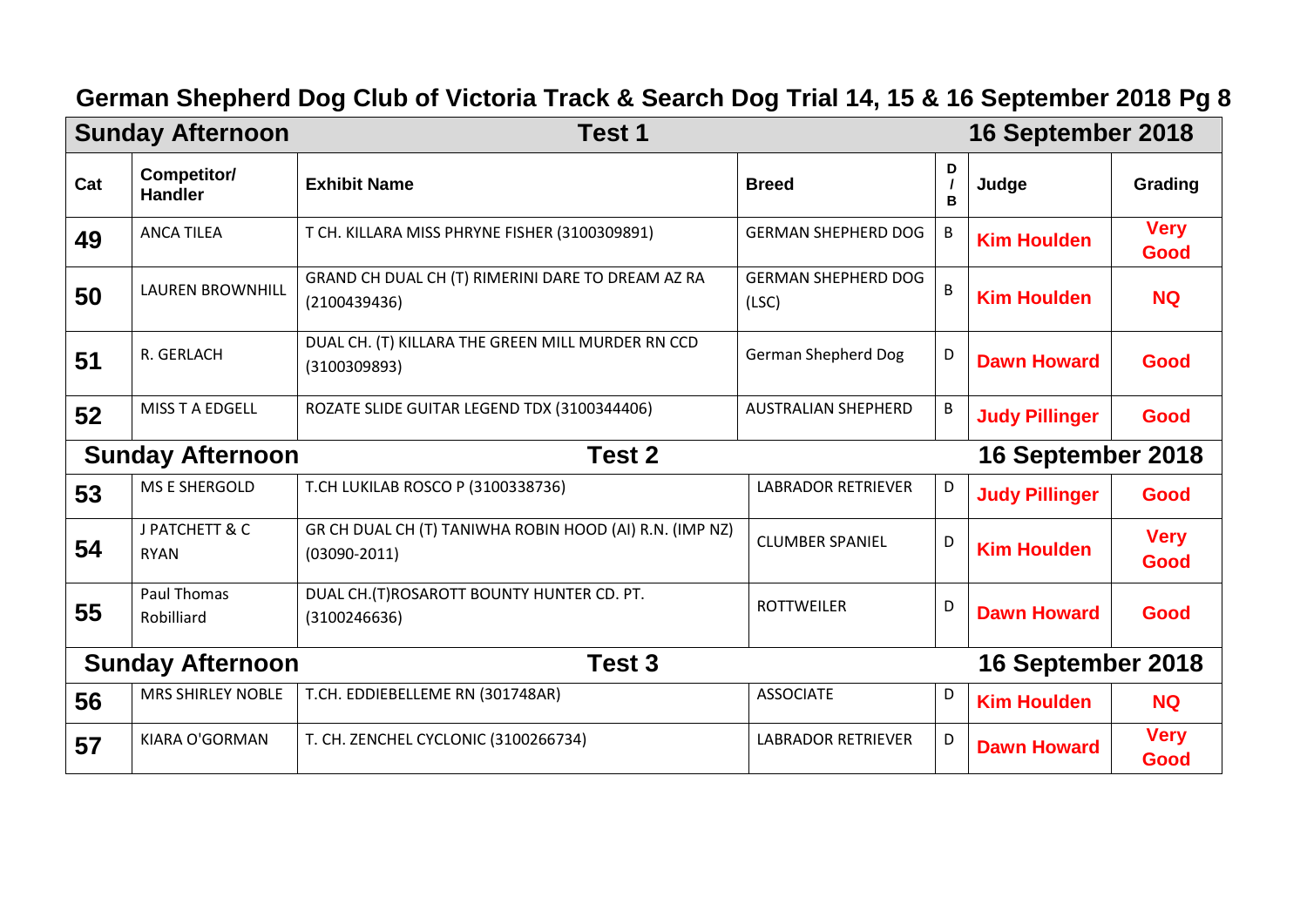# German Shepherd Dog Club of Victoria Track & Search Dog Trial 14, 15 & 16 September 2018 Pg 8

| Cat | Competitor/ Handler | Exhibit Name | Breed | D / B | Judge | Grading |
|---|---|---|---|---|---|---|
| **Sunday Afternoon** | | **Test 1** | | | **16 September 2018** | |
| 49 | ANCA TILEA | T CH. KILLARA MISS PHRYNE FISHER (3100309891) | GERMAN SHEPHERD DOG | B | Kim Houlden | Very Good |
| 50 | LAUREN BROWNHILL | GRAND CH DUAL CH (T) RIMERINI DARE TO DREAM AZ RA (2100439436) | GERMAN SHEPHERD DOG (LSC) | B | Kim Houlden | NQ |
| 51 | R. GERLACH | DUAL CH. (T) KILLARA THE GREEN MILL MURDER RN CCD (3100309893) | German Shepherd Dog | D | Dawn Howard | Good |
| 52 | MISS T A EDGELL | ROZATE SLIDE GUITAR LEGEND TDX (3100344406) | AUSTRALIAN SHEPHERD | B | Judy Pillinger | Good |
| **Sunday Afternoon** | | **Test 2** | | | **16 September 2018** | |
| 53 | MS E SHERGOLD | T.CH LUKILAB ROSCO P (3100338736) | LABRADOR RETRIEVER | D | Judy Pillinger | Good |
| 54 | J PATCHETT & C RYAN | GR CH DUAL CH (T) TANIWHA ROBIN HOOD (AI) R.N. (IMP NZ) (03090-2011) | CLUMBER SPANIEL | D | Kim Houlden | Very Good |
| 55 | Paul Thomas Robilliard | DUAL CH.(T)ROSAROTT BOUNTY HUNTER CD. PT. (3100246636) | ROTTWEILER | D | Dawn Howard | Good |
| **Sunday Afternoon** | | **Test 3** | | | **16 September 2018** | |
| 56 | MRS SHIRLEY NOBLE | T.CH. EDDIEBELLEME RN (301748AR) | ASSOCIATE | D | Kim Houlden | NQ |
| 57 | KIARA O'GORMAN | T. CH. ZENCHEL CYCLONIC (3100266734) | LABRADOR RETRIEVER | D | Dawn Howard | Very Good |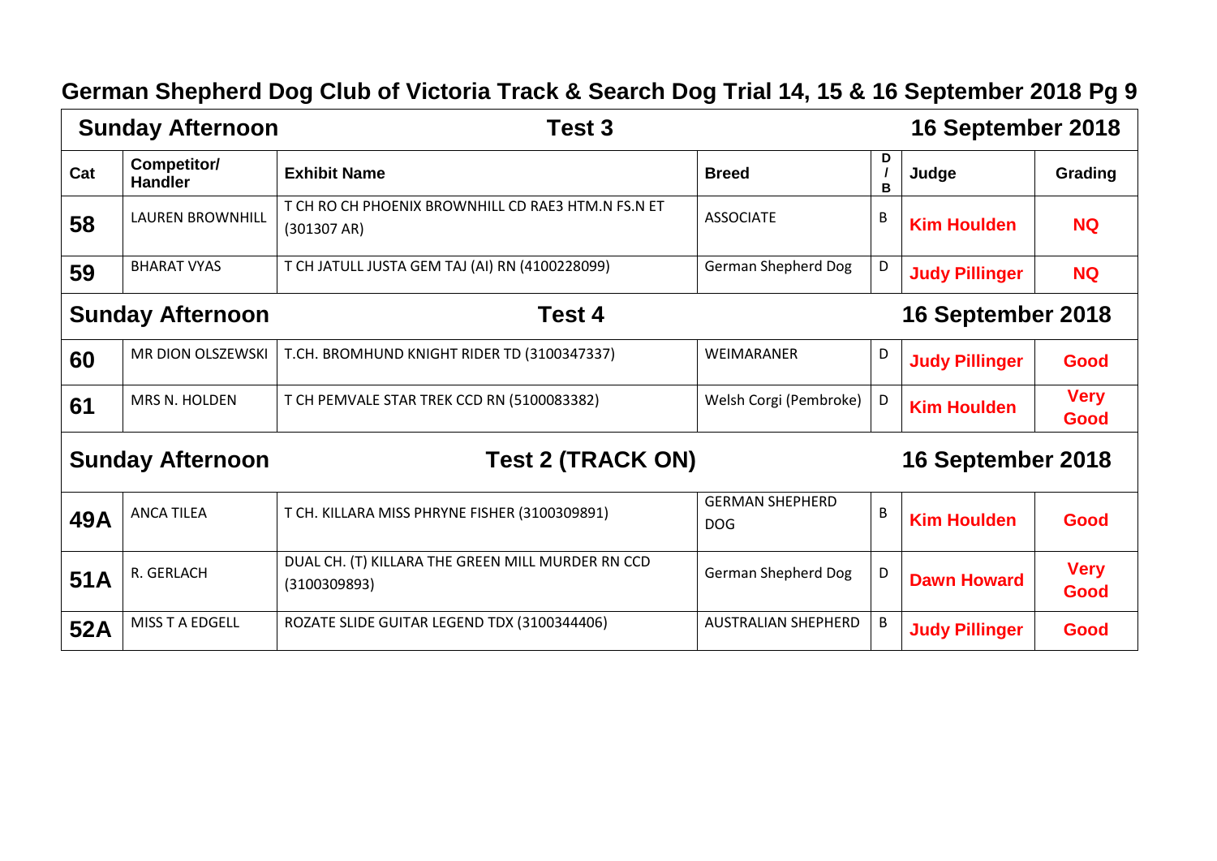## German Shepherd Dog Club of Victoria Track & Search Dog Trial 14, 15 & 16 September 2018 Pg 9

| Sunday Afternoon | | Test 3 | | | 16 September 2018 | |
|---|---|---|---|---|---|---|
| **Cat** | **Competitor/ Handler** | **Exhibit Name** | **Breed** | **D / B** | **Judge** | **Grading** |
| **58** | LAUREN BROWNHILL | T CH RO CH PHOENIX BROWNHILL CD RAE3 HTM.N FS.N ET (301307 AR) | ASSOCIATE | B | **Kim Houlden** | **NQ** |
| **59** | BHARAT VYAS | T CH JATULL JUSTA GEM TAJ (AI) RN (4100228099) | German Shepherd Dog | D | **Judy Pillinger** | **NQ** |
| **Sunday Afternoon** | | **Test 4** | | | **16 September 2018** | |
| **60** | MR DION OLSZEWSKI | T.CH. BROMHUND KNIGHT RIDER TD (3100347337) | WEIMARANER | D | **Judy Pillinger** | **Good** |
| **61** | MRS N. HOLDEN | T CH PEMVALE STAR TREK CCD RN (5100083382) | Welsh Corgi (Pembroke) | D | **Kim Houlden** | **Very Good** |
| **Sunday Afternoon** | | **Test 2 (TRACK ON)** | | | **16 September 2018** | |
| **49A** | ANCA TILEA | T CH. KILLARA MISS PHRYNE FISHER (3100309891) | GERMAN SHEPHERD DOG | B | **Kim Houlden** | **Good** |
| **51A** | R. GERLACH | DUAL CH. (T) KILLARA THE GREEN MILL MURDER RN CCD (3100309893) | German Shepherd Dog | D | **Dawn Howard** | **Very Good** |
| **52A** | MISS T A EDGELL | ROZATE SLIDE GUITAR LEGEND TDX (3100344406) | AUSTRALIAN SHEPHERD | B | **Judy Pillinger** | **Good** |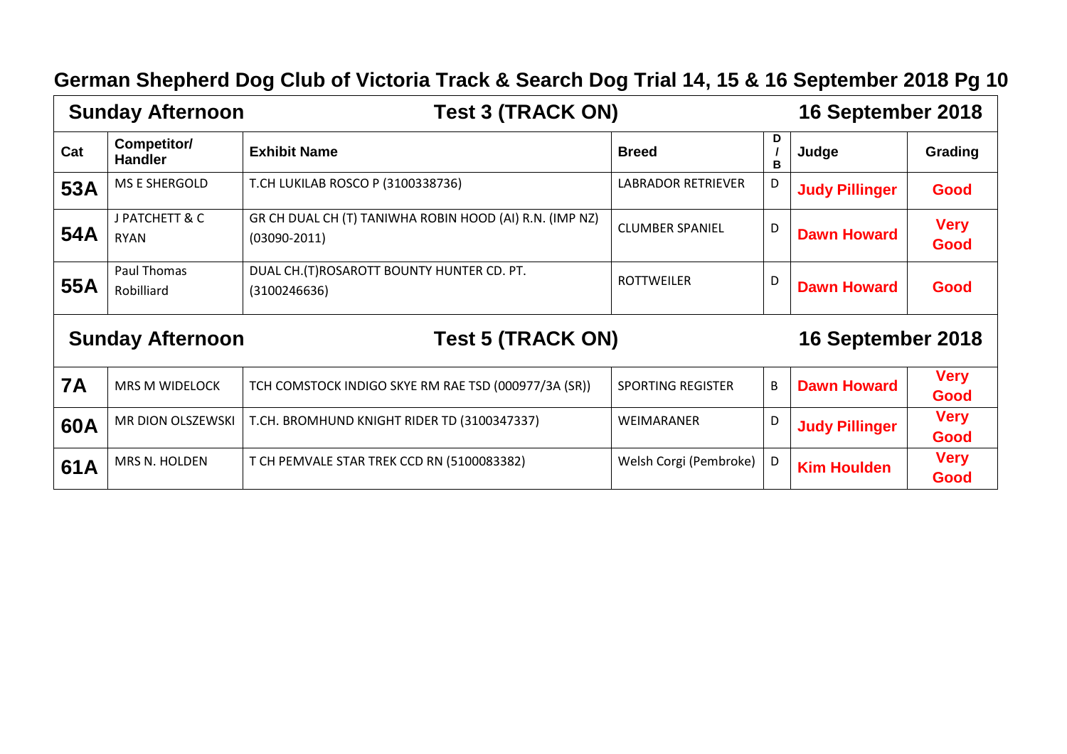# German Shepherd Dog Club of Victoria Track & Search Dog Trial 14, 15 & 16 September 2018 Pg 10

| Sunday Afternoon | | Test 3 (TRACK ON) | | | 16 September 2018 | |
|---|---|---|---|---|---|---|
| **Cat** | **Competitor/ Handler** | **Exhibit Name** | **Breed** | **D / B** | **Judge** | **Grading** |
| **53A** | MS E SHERGOLD | T.CH LUKILAB ROSCO P (3100338736) | LABRADOR RETRIEVER | D | **Judy Pillinger** | **Good** |
| **54A** | J PATCHETT & C RYAN | GR CH DUAL CH (T) TANIWHA ROBIN HOOD (AI) R.N. (IMP NZ) (03090-2011) | CLUMBER SPANIEL | D | **Dawn Howard** | **Very Good** |
| **55A** | Paul Thomas Robilliard | DUAL CH.(T)ROSAROTT BOUNTY HUNTER CD. PT. (3100246636) | ROTTWEILER | D | **Dawn Howard** | **Good** |
| **Sunday Afternoon** | | **Test 5 (TRACK ON)** | | | **16 September 2018** | |
| **7A** | MRS M WIDELOCK | TCH COMSTOCK INDIGO SKYE RM RAE TSD (000977/3A (SR)) | SPORTING REGISTER | B | **Dawn Howard** | **Very Good** |
| **60A** | MR DION OLSZEWSKI | T.CH. BROMHUND KNIGHT RIDER TD (3100347337) | WEIMARANER | D | **Judy Pillinger** | **Very Good** |
| **61A** | MRS N. HOLDEN | T CH PEMVALE STAR TREK CCD RN (5100083382) | Welsh Corgi (Pembroke) | D | **Kim Houlden** | **Very Good** |